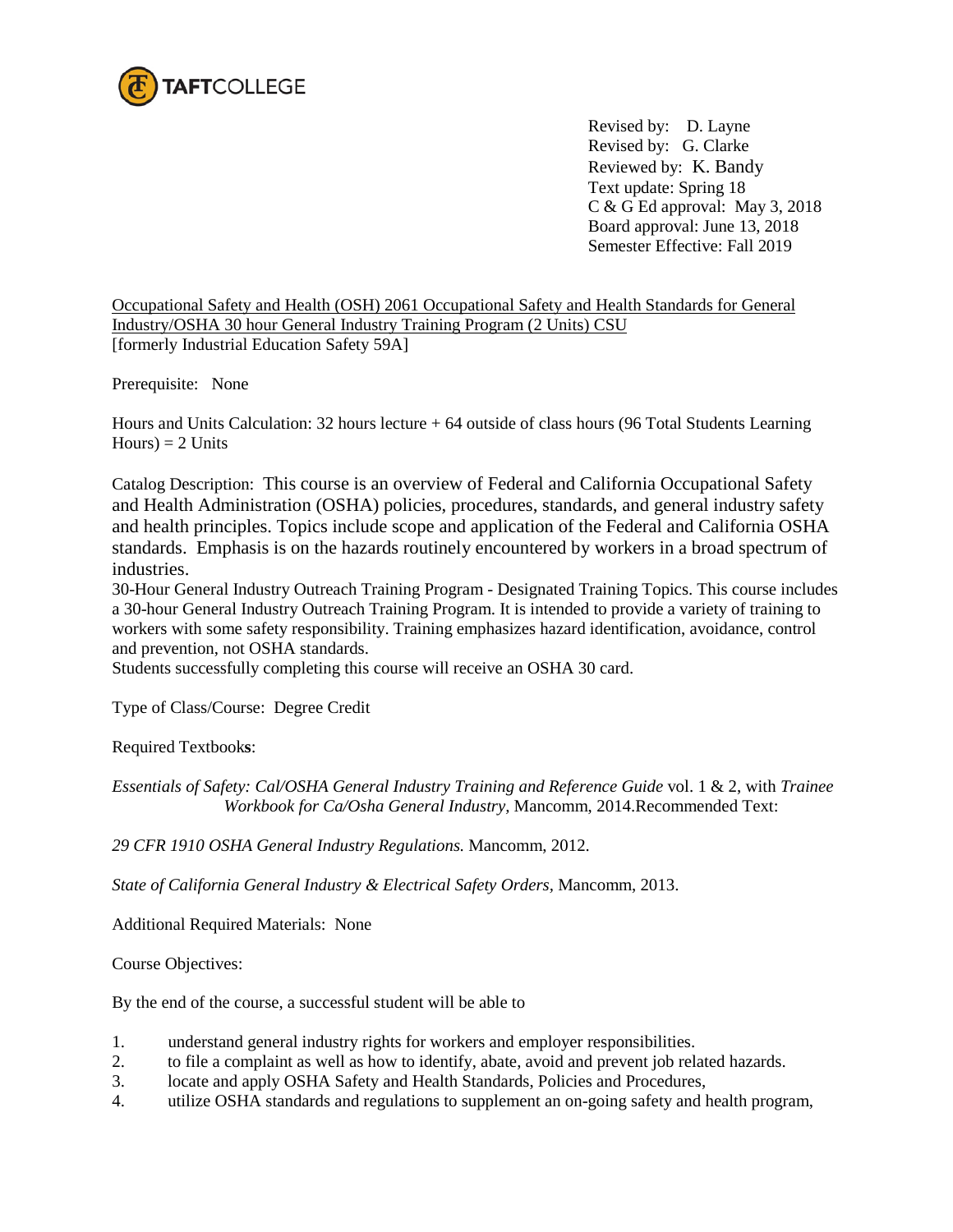TAFTCOLLEGE

Revised by: D. Layne
Revised by: G. Clarke
Reviewed by: K. Bandy
Text update: Spring 18
C & G Ed approval: May 3, 2018
Board approval: June 13, 2018
Semester Effective: Fall 2019

Occupational Safety and Health (OSH) 2061 Occupational Safety and Health Standards for General Industry/OSHA 30 hour General Industry Training Program (2 Units) CSU
[formerly Industrial Education Safety 59A]

Prerequisite: None

Hours and Units Calculation: 32 hours lecture + 64 outside of class hours (96 Total Students Learning Hours) = 2 Units

Catalog Description: This course is an overview of Federal and California Occupational Safety and Health Administration (OSHA) policies, procedures, standards, and general industry safety and health principles. Topics include scope and application of the Federal and California OSHA standards. Emphasis is on the hazards routinely encountered by workers in a broad spectrum of industries.
30-Hour General Industry Outreach Training Program - Designated Training Topics. This course includes a 30-hour General Industry Outreach Training Program. It is intended to provide a variety of training to workers with some safety responsibility. Training emphasizes hazard identification, avoidance, control and prevention, not OSHA standards.
Students successfully completing this course will receive an OSHA 30 card.

Type of Class/Course: Degree Credit

Required Textbooks:

*Essentials of Safety: Cal/OSHA General Industry Training and Reference Guide* vol. 1 & 2, with *Trainee Workbook for Ca/Osha General Industry*, Mancomm, 2014.Recommended Text:

*29 CFR 1910 OSHA General Industry Regulations.* Mancomm, 2012.

*State of California General Industry & Electrical Safety Orders*, Mancomm, 2013.

Additional Required Materials: None

Course Objectives:

By the end of the course, a successful student will be able to

1. understand general industry rights for workers and employer responsibilities.
2. to file a complaint as well as how to identify, abate, avoid and prevent job related hazards.
3. locate and apply OSHA Safety and Health Standards, Policies and Procedures,
4. utilize OSHA standards and regulations to supplement an on-going safety and health program,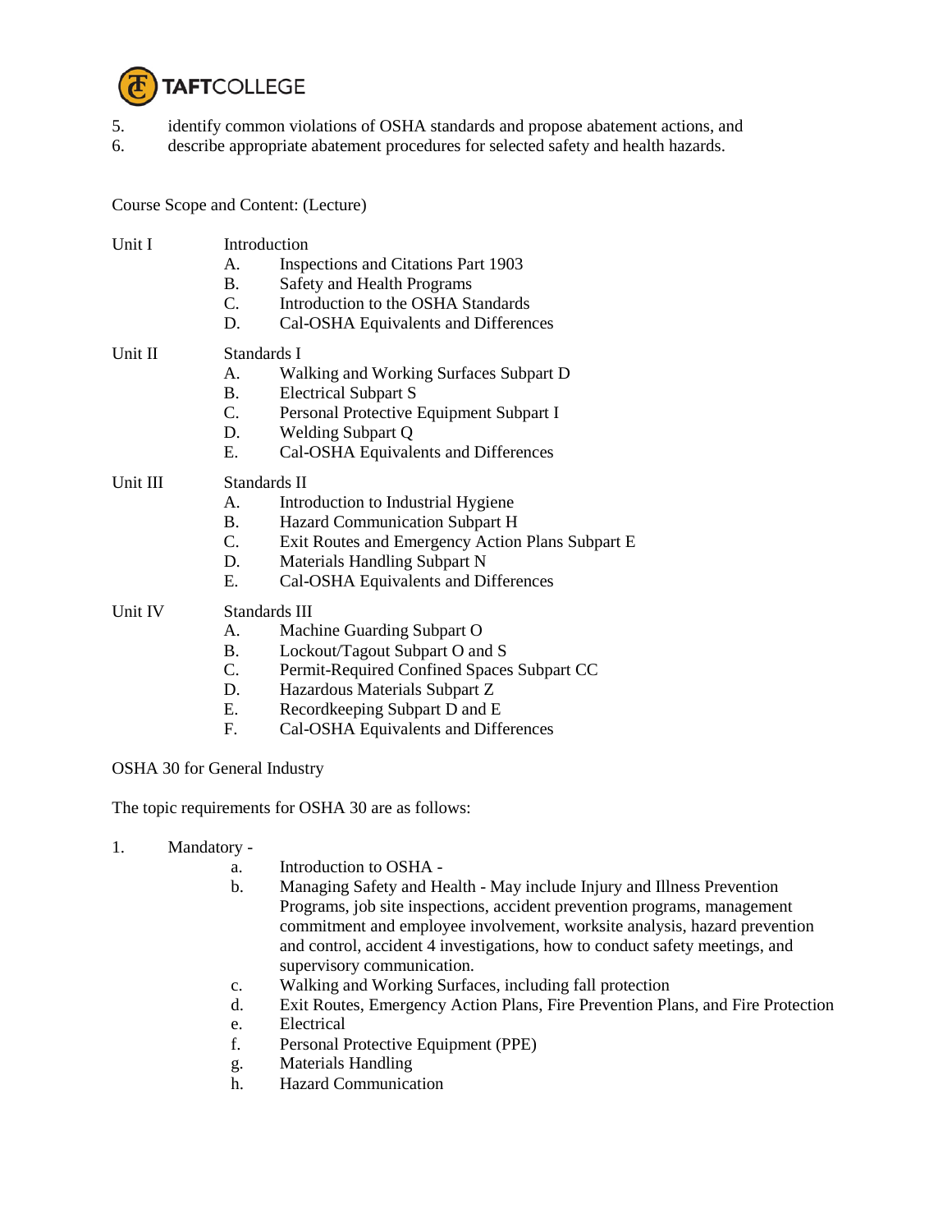5. identify common violations of OSHA standards and propose abatement actions, and
6. describe appropriate abatement procedures for selected safety and health hazards.

Course Scope and Content: (Lecture)

Unit I Introduction

- A. Inspections and Citations Part 1903
- B. Safety and Health Programs
- C. Introduction to the OSHA Standards
- D. Cal-OSHA Equivalents and Differences

Unit II Standards I

- A. Walking and Working Surfaces Subpart D
- B. Electrical Subpart S
- C. Personal Protective Equipment Subpart I
- D. Welding Subpart Q
- E. Cal-OSHA Equivalents and Differences

Unit III Standards II

- A. Introduction to Industrial Hygiene
- B. Hazard Communication Subpart H
- C. Exit Routes and Emergency Action Plans Subpart E
- D. Materials Handling Subpart N
- E. Cal-OSHA Equivalents and Differences

Unit IV Standards III

- A. Machine Guarding Subpart O
- B. Lockout/Tagout Subpart O and S
- C. Permit-Required Confined Spaces Subpart CC
- D. Hazardous Materials Subpart Z
- E. Recordkeeping Subpart D and E
- F. Cal-OSHA Equivalents and Differences

OSHA 30 for General Industry

The topic requirements for OSHA 30 are as follows:

1. Mandatory -
   - a. Introduction to OSHA -
   - b. Managing Safety and Health - May include Injury and Illness Prevention Programs, job site inspections, accident prevention programs, management commitment and employee involvement, worksite analysis, hazard prevention and control, accident 4 investigations, how to conduct safety meetings, and supervisory communication.
   - c. Walking and Working Surfaces, including fall protection
   - d. Exit Routes, Emergency Action Plans, Fire Prevention Plans, and Fire Protection
   - e. Electrical
   - f. Personal Protective Equipment (PPE)
   - g. Materials Handling
   - h. Hazard Communication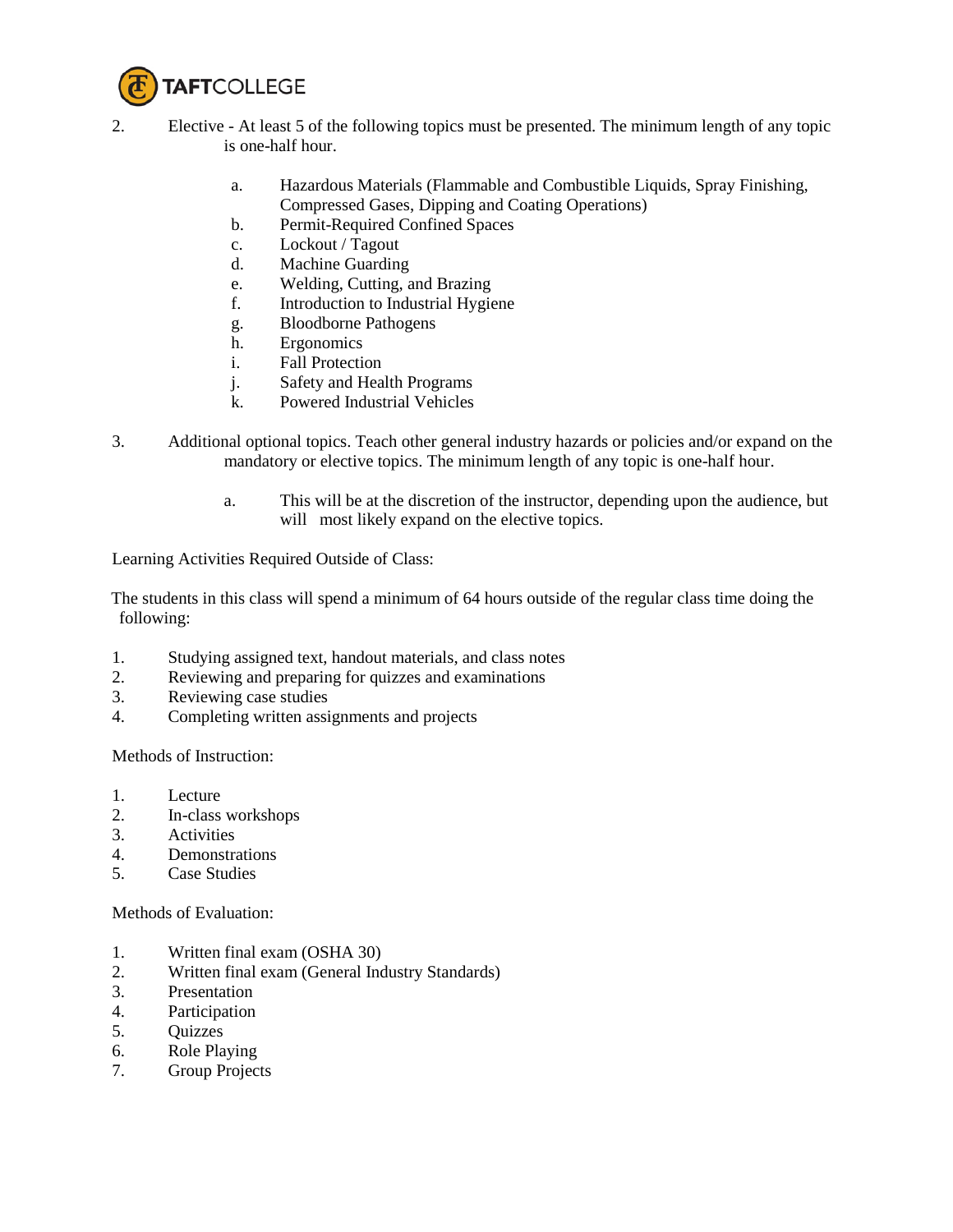2. Elective - At least 5 of the following topics must be presented. The minimum length of any topic is one-half hour.

    a. Hazardous Materials (Flammable and Combustible Liquids, Spray Finishing, Compressed Gases, Dipping and Coating Operations)
    b. Permit-Required Confined Spaces
    c. Lockout / Tagout
    d. Machine Guarding
    e. Welding, Cutting, and Brazing
    f. Introduction to Industrial Hygiene
    g. Bloodborne Pathogens
    h. Ergonomics
    i. Fall Protection
    j. Safety and Health Programs
    k. Powered Industrial Vehicles

3. Additional optional topics. Teach other general industry hazards or policies and/or expand on the mandatory or elective topics. The minimum length of any topic is one-half hour.

    a. This will be at the discretion of the instructor, depending upon the audience, but will most likely expand on the elective topics.

Learning Activities Required Outside of Class:

The students in this class will spend a minimum of 64 hours outside of the regular class time doing the following:

1. Studying assigned text, handout materials, and class notes
2. Reviewing and preparing for quizzes and examinations
3. Reviewing case studies
4. Completing written assignments and projects

Methods of Instruction:

1. Lecture
2. In-class workshops
3. Activities
4. Demonstrations
5. Case Studies

Methods of Evaluation:

1. Written final exam (OSHA 30)
2. Written final exam (General Industry Standards)
3. Presentation
4. Participation
5. Quizzes
6. Role Playing
7. Group Projects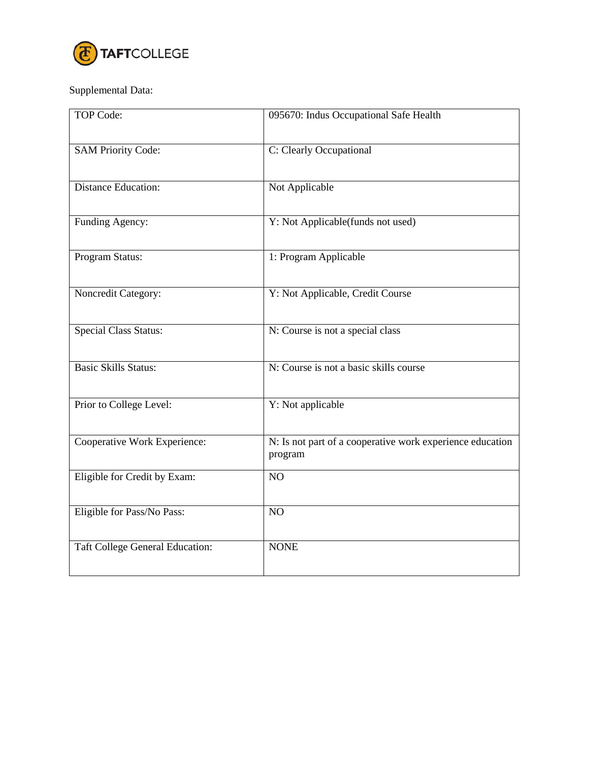TAFTCOLLEGE

Supplemental Data:

| | |
|---|---|
| TOP Code: | 095670: Indus Occupational Safe Health |
| SAM Priority Code: | C: Clearly Occupational |
| Distance Education: | Not Applicable |
| Funding Agency: | Y: Not Applicable(funds not used) |
| Program Status: | 1: Program Applicable |
| Noncredit Category: | Y: Not Applicable, Credit Course |
| Special Class Status: | N: Course is not a special class |
| Basic Skills Status: | N: Course is not a basic skills course |
| Prior to College Level: | Y: Not applicable |
| Cooperative Work Experience: | N: Is not part of a cooperative work experience education program |
| Eligible for Credit by Exam: | NO |
| Eligible for Pass/No Pass: | NO |
| Taft College General Education: | NONE |